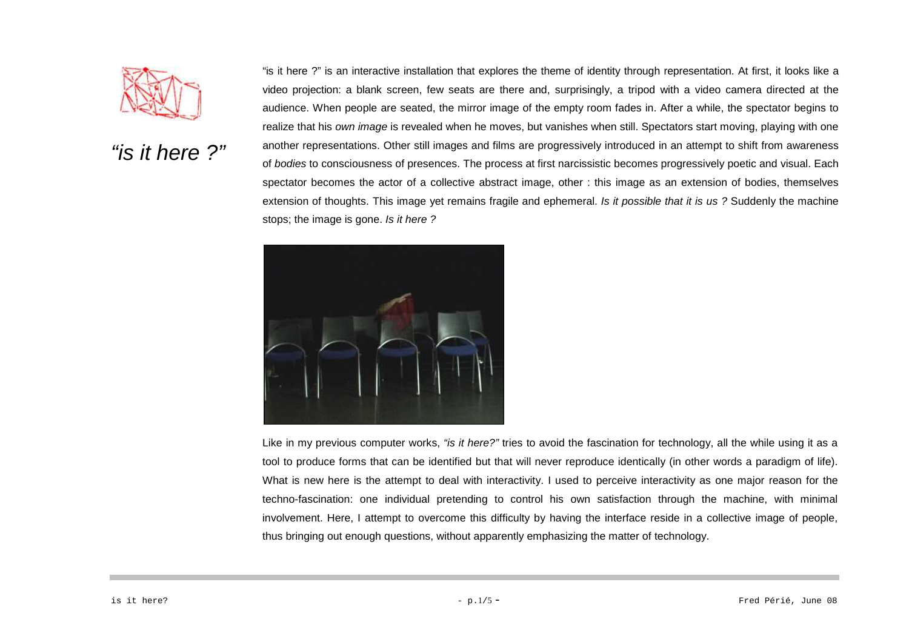# *"is it here ?"*

"is it here ?" is an interactive installation that explores the theme of identity through representation. At first, it looks like a video projection: a blank screen, few seats are there and, surprisingly, a tripod with a video camera directed at the audience. When people are seated, the mirror image of the empty room fades in. After a while, the spectator begins to realize that his *own image* is revealed when he moves, but vanishes when still. Spectators start moving, playing with one another representations. Other still images and films are progressively introduced in an attempt to shift from awareness of *bodies* to consciousness of presences. The process at first narcissistic becomes progressively poetic and visual. Each spectator becomes the actor of a collective abstract image, other : this image as an extension of bodies, themselves extension of thoughts. This image yet remains fragile and ephemeral. *Is it possible that it is us ?* Suddenly the machine stops; the image is gone. *Is it here ?*

Like in my previous computer works, *"is it here?"* tries to avoid the fascination for technology, all the while using it as a tool to produce forms that can be identified but that will never reproduce identically (in other words a paradigm of life). What is new here is the attempt to deal with interactivity. I used to perceive interactivity as one major reason for the techno-fascination: one individual pretending to control his own satisfaction through the machine, with minimal involvement. Here, I attempt to overcome this difficulty by having the interface reside in a collective image of people, thus bringing out enough questions, without apparently emphasizing the matter of technology.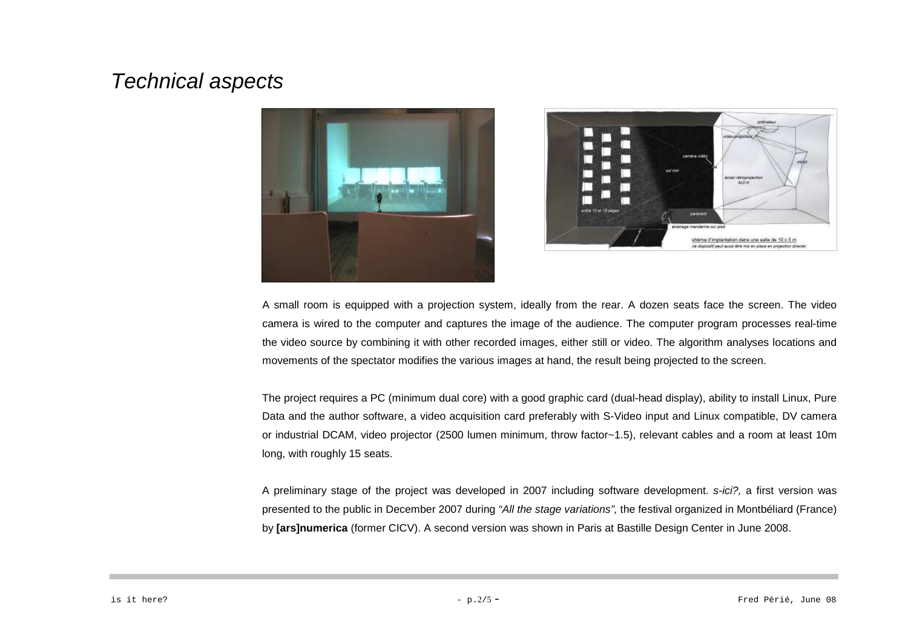# Technical aspects

A small room is equipped with a projection system, ideally from the rear. A dozen seats face the screen. The video camera is wired to the computer and captures the image of the audience. The computer program processes real-time the video source by combining it with other recorded images, either still or video. The algorithm analyses locations and movements of the spectator modifies the various images at hand, the result being projected to the screen.

The project requires a PC (minimum dual core) with a good graphic card (dual-head display), ability to install Linux, Pure Data and the author software, a video acquisition card preferably with S-Video input and Linux compatible, DV camera or industrial DCAM, video projector (2500 lumen minimum, throw factor~1.5), relevant cables and a room at least 10m long, with roughly 15 seats.

A preliminary stage of the project was developed in 2007 including software development. *s-ici?,* a first version was presented to the public in December 2007 during *"All the stage variations",* the festival organized in Montbéliard (France) by **[ars]numerica** (former CICV). A second version was shown in Paris at Bastille Design Center in June 2008.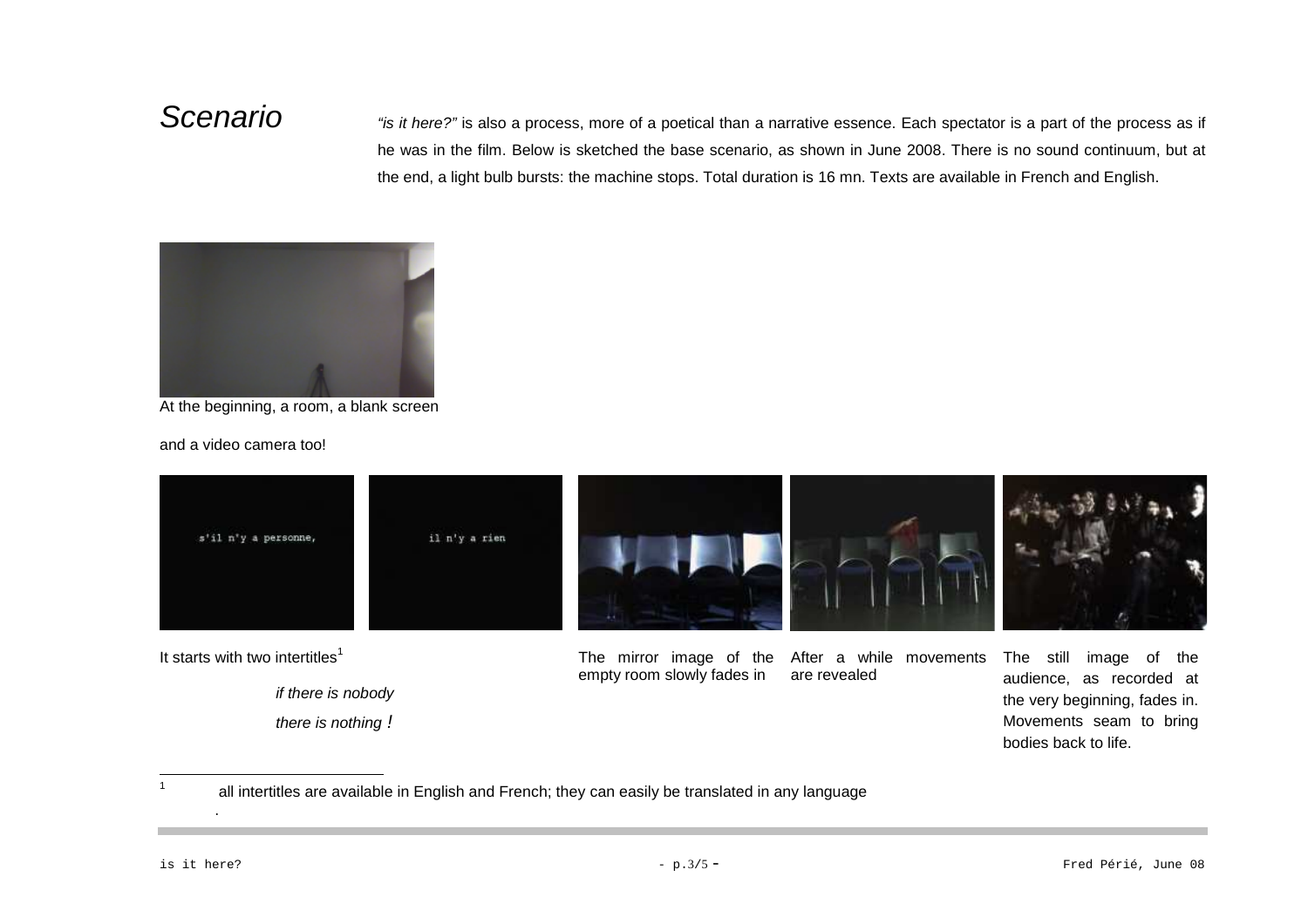# *Scenario*

*"is it here?"* is also a process, more of a poetical than a narrative essence. Each spectator is a part of the process as if he was in the film. Below is sketched the base scenario, as shown in June 2008. There is no sound continuum, but at the end, a light bulb bursts: the machine stops. Total duration is 16 mn. Texts are available in French and English.

At the beginning, a room, a blank screen

and a video camera too!

It starts with two intertitles[1]

*if there is nobody*

*there is nothing !*

The mirror image of the empty room slowly fades in

After a while movements are revealed

The still image of the audience, as recorded at the very beginning, fades in. Movements seam to bring bodies back to life.

---

[1] all intertitles are available in English and French; they can easily be translated in any language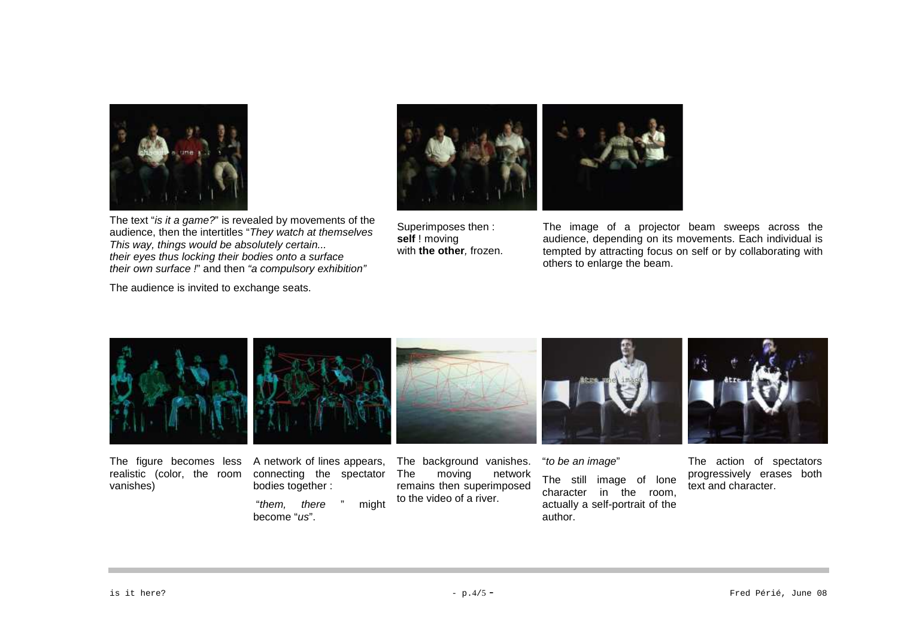The text "*is it a game?*" is revealed by movements of the audience, then the intertitles "*They watch at themselves This way, things would be absolutely certain... their eyes thus locking their bodies onto a surface their own surface !*" and then *"a compulsory exhibition"*

The audience is invited to exchange seats.

Superimposes then : **self** ! moving with **the other***,* frozen.

The image of a projector beam sweeps across the audience, depending on its movements. Each individual is tempted by attracting focus on self or by collaborating with others to enlarge the beam.

The figure becomes less realistic (color, the room vanishes)

A network of lines appears, connecting the spectator bodies together :

"*them, there* " might become "*us*".

The background vanishes. The moving network remains then superimposed to the video of a river.

"*to be an image*"

The still image of lone character in the room, actually a self-portrait of the author.

The action of spectators progressively erases both text and character.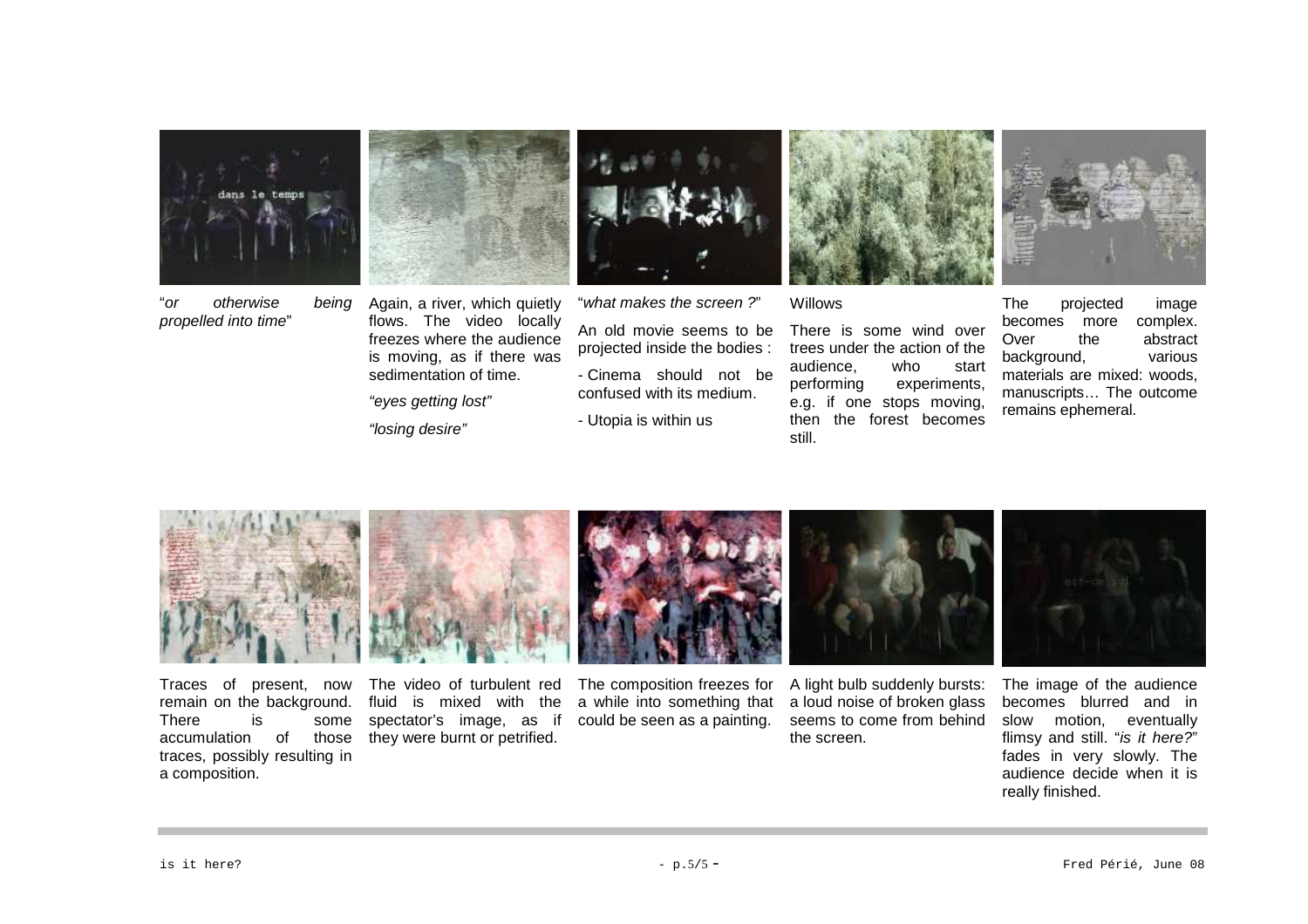"*or otherwise being propelled into time*"

Again, a river, which quietly flows. The video locally freezes where the audience is moving, as if there was sedimentation of time.

*"eyes getting lost"*

*"losing desire"*

"*what makes the screen ?*"

An old movie seems to be projected inside the bodies :

- Cinema should not be confused with its medium.
- Utopia is within us

Willows

There is some wind over trees under the action of the audience, who start performing experiments, e.g. if one stops moving, then the forest becomes still.

The projected image becomes more complex. Over the abstract background, various materials are mixed: woods, manuscripts… The outcome remains ephemeral.

Traces of present, now remain on the background. There is some accumulation of those traces, possibly resulting in a composition.

The video of turbulent red fluid is mixed with the spectator's image, as if they were burnt or petrified.

The composition freezes for a while into something that could be seen as a painting.

A light bulb suddenly bursts: a loud noise of broken glass seems to come from behind the screen.

The image of the audience becomes blurred and in slow motion, eventually flimsy and still. "*is it here?*" fades in very slowly. The audience decide when it is really finished.